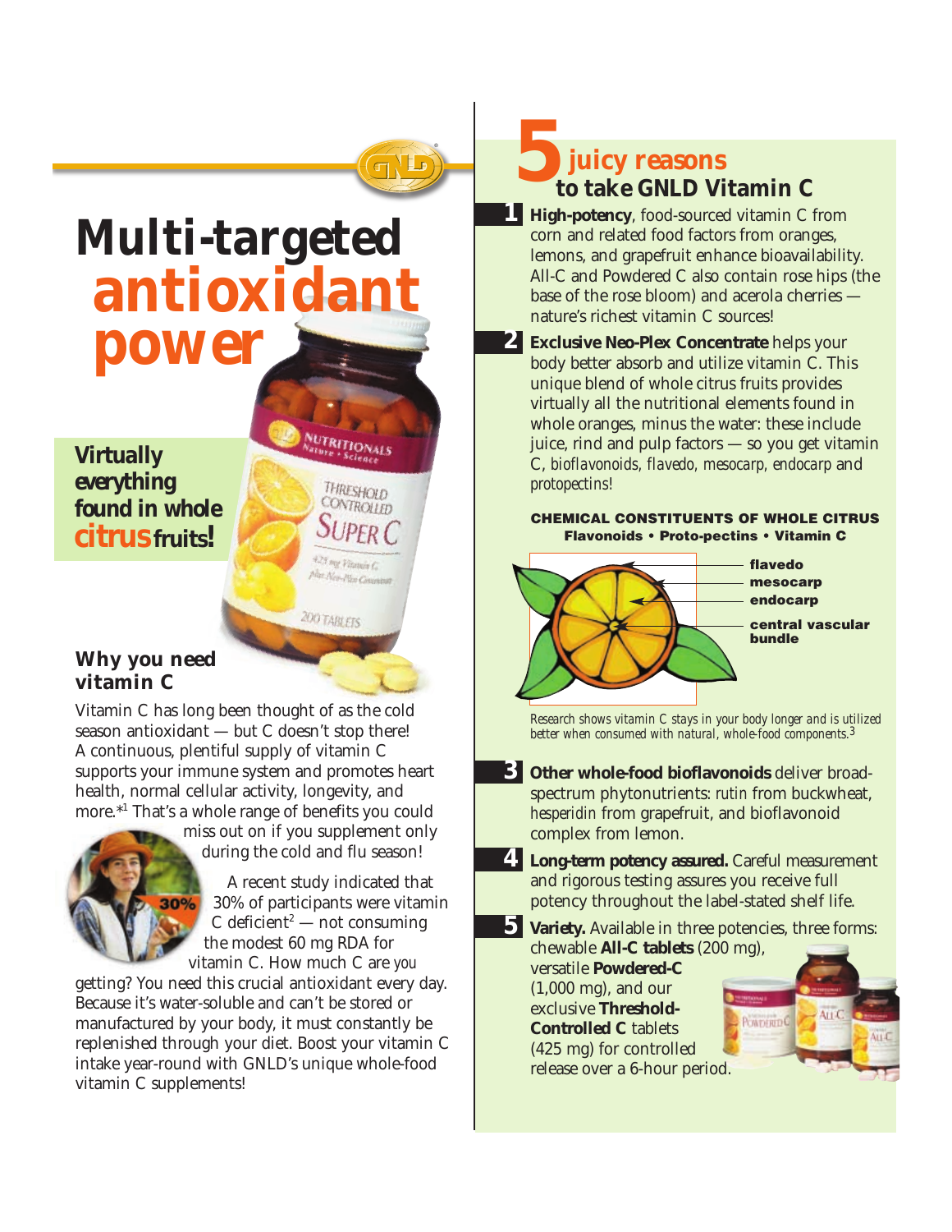# Multi-targeted antioxidant power

**Virtually everything found in whole citrus fruits!**

## Why you need vitamin C

Vitamin C has long been thought of as the cold season antioxidant — but C doesn't stop there! A continuous, plentiful supply of vitamin C supports your immune system and promotes heart health, normal cellular activity, longevity, and more.*[1] That's a whole range of benefits you could miss out on if you supplement only during the cold and flu season!

30%

A recent study indicated that 30% of participants were vitamin C deficient[2] — not consuming the modest 60 mg RDA for vitamin C. How much C are *you* getting? You need this crucial antioxidant every day. Because it's water-soluble and can't be stored or manufactured by your body, it must constantly be replenished through your diet. Boost your vitamin C intake year-round with GNLD's unique whole-food vitamin C supplements!

## 5 juicy reasons to take GNLD Vitamin C

**1** **High-potency**, food-sourced vitamin C from corn and related food factors from oranges, lemons, and grapefruit enhance bioavailability. All-C and Powdered C also contain rose hips (the base of the rose bloom) and acerola cherries — nature's richest vitamin C sources!

**2** **Exclusive Neo-Plex Concentrate** helps your body better absorb and utilize vitamin C. This unique blend of whole citrus fruits provides virtually all the nutritional elements found in whole oranges, minus the water: these include juice, rind and pulp factors — so you get vitamin C, *bioflavonoids, flavedo, mesocarp, endocarp* and *protopectins*!

**CHEMICAL CONSTITUENTS OF WHOLE CITRUS**
**Flavonoids • Proto-pectins • Vitamin C**

flavedo
mesocarp
endocarp
central vascular bundle

*Research shows vitamin C stays in your body longer and is utilized better when consumed with natural, whole-food components.*[3]

**3** **Other whole-food bioflavonoids** deliver broad-spectrum phytonutrients: *rutin* from buckwheat, *hesperidin* from grapefruit, and bioflavonoid complex from lemon.

**4** **Long-term potency assured.** Careful measurement and rigorous testing assures you receive full potency throughout the label-stated shelf life.

**5** **Variety.** Available in three potencies, three forms: chewable **All-C tablets** (200 mg), versatile **Powdered-C** (1,000 mg), and our exclusive **Threshold-Controlled C** tablets (425 mg) for controlled release over a 6-hour period.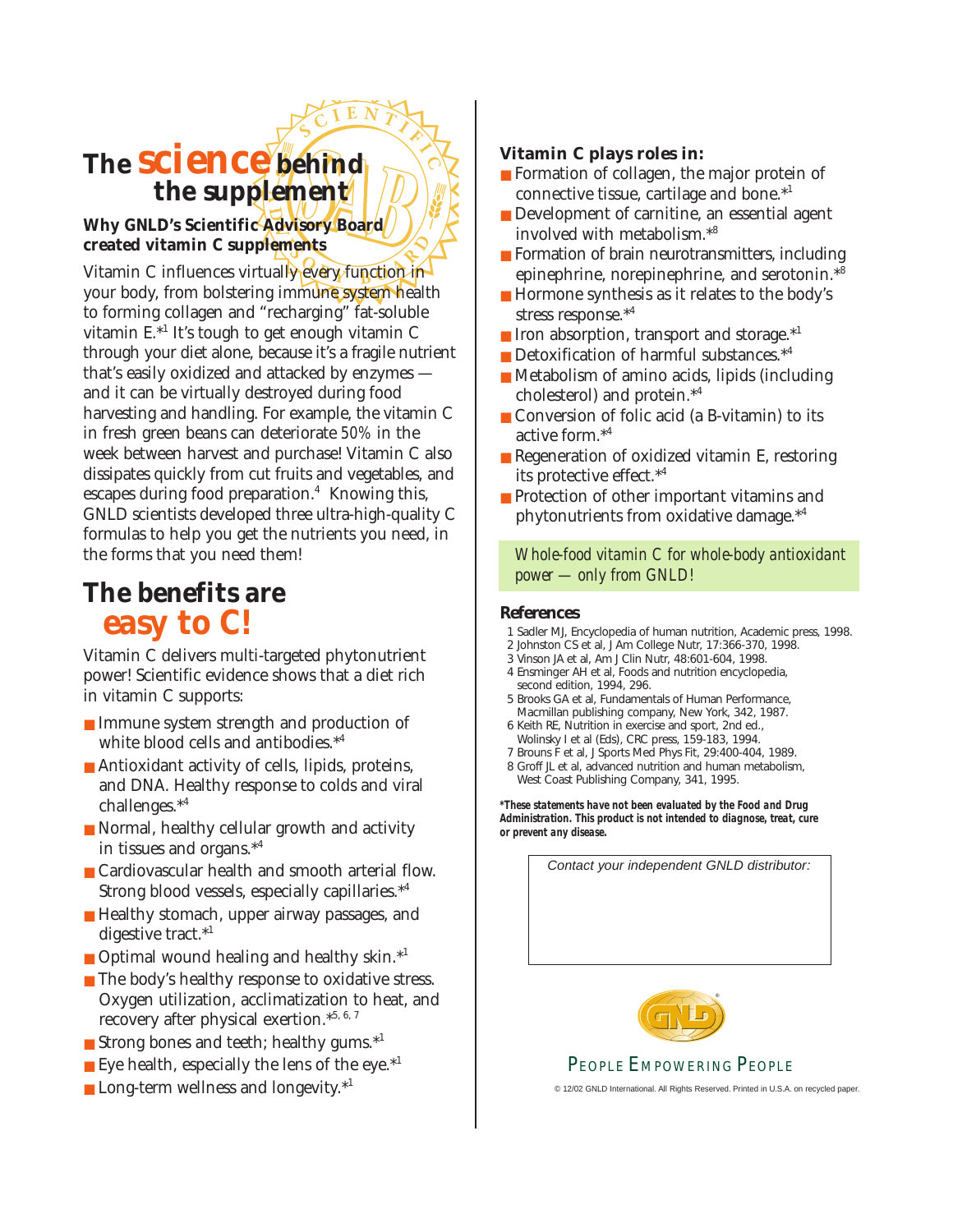# The science behind the supplement

### Why GNLD's Scientific Advisory Board created vitamin C supplements

Vitamin C influences virtually every function in your body, from bolstering immune system health to forming collagen and "recharging" fat-soluble vitamin E.*[1] It's tough to get enough vitamin C through your diet alone, because it's a fragile nutrient that's easily oxidized and attacked by enzymes — and it can be virtually destroyed during food harvesting and handling. For example, the vitamin C in fresh green beans can deteriorate 50% in the week between harvest and purchase! Vitamin C also dissipates quickly from cut fruits and vegetables, and escapes during food preparation.[4] Knowing this, GNLD scientists developed three ultra-high-quality C formulas to help you get the nutrients you need, in the forms that you need them!

## The benefits are easy to C!

Vitamin C delivers multi-targeted phytonutrient power! Scientific evidence shows that a diet rich in vitamin C supports:

- Immune system strength and production of white blood cells and antibodies.*[4]
- Antioxidant activity of cells, lipids, proteins, and DNA. Healthy response to colds and viral challenges.*[4]
- Normal, healthy cellular growth and activity in tissues and organs.*[4]
- Cardiovascular health and smooth arterial flow. Strong blood vessels, especially capillaries.*[4]
- Healthy stomach, upper airway passages, and digestive tract.*[1]
- Optimal wound healing and healthy skin.*[1]
- The body's healthy response to oxidative stress. Oxygen utilization, acclimatization to heat, and recovery after physical exertion.*[5, 6, 7]
- Strong bones and teeth; healthy gums.*[1]
- Eye health, especially the lens of the eye.*[1]
- Long-term wellness and longevity.*[1]

### Vitamin C plays roles in:

- Formation of collagen, the major protein of connective tissue, cartilage and bone.*[1]
- Development of carnitine, an essential agent involved with metabolism.*[8]
- Formation of brain neurotransmitters, including epinephrine, norepinephrine, and serotonin.*[8]
- Hormone synthesis as it relates to the body's stress response.*[4]
- Iron absorption, transport and storage.*[1]
- Detoxification of harmful substances.*[4]
- Metabolism of amino acids, lipids (including cholesterol) and protein.*[4]
- Conversion of folic acid (a B-vitamin) to its active form.*[4]
- Regeneration of oxidized vitamin E, restoring its protective effect.*[4]
- Protection of other important vitamins and phytonutrients from oxidative damage.*[4]

*Whole-food vitamin C for whole-body antioxidant power — only from GNLD!*

### References

1. Sadler MJ, Encyclopedia of human nutrition, Academic press, 1998.
2. Johnston CS et al, J Am College Nutr, 17:366-370, 1998.
3. Vinson JA et al, Am J Clin Nutr, 48:601-604, 1998.
4. Ensminger AH et al, Foods and nutrition encyclopedia, second edition, 1994, 296.
5. Brooks GA et al, Fundamentals of Human Performance, Macmillan publishing company, New York, 342, 1987.
6. Keith RE, Nutrition in exercise and sport, 2nd ed., Wolinsky I et al (Eds), CRC press, 159-183, 1994.
7. Brouns F et al, J Sports Med Phys Fit, 29:400-404, 1989.
8. Groff JL et al, advanced nutrition and human metabolism, West Coast Publishing Company, 341, 1995.

***These statements have not been evaluated by the Food and Drug Administration. This product is not intended to diagnose, treat, cure or prevent any disease.**

Contact your independent GNLD distributor:

PEOPLE EMPOWERING PEOPLE

© 12/02 GNLD International. All Rights Reserved. Printed in U.S.A. on recycled paper.